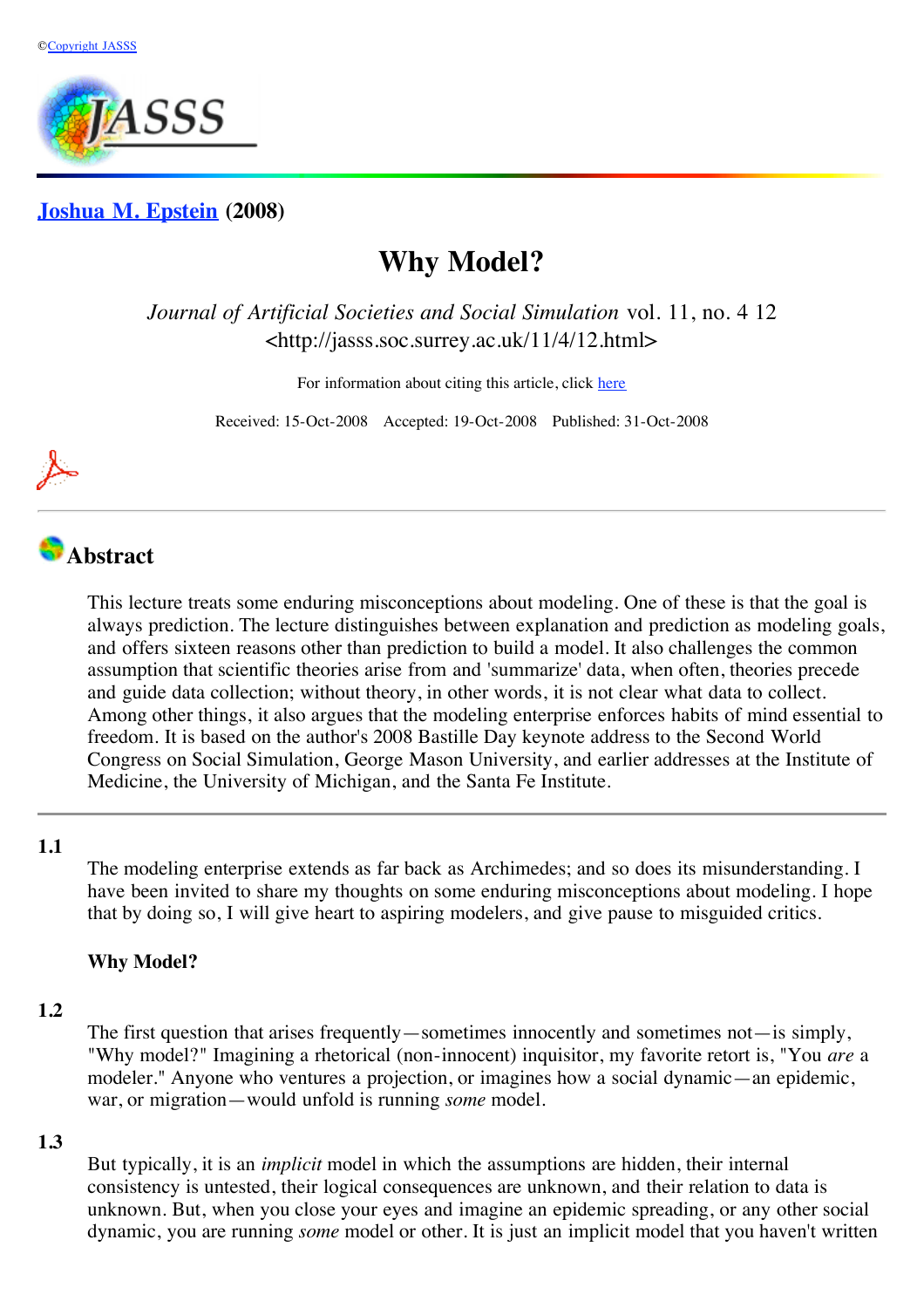©Copyright JASSS

JASSS

## Joshua M. Epstein (2008)

# Why Model?

*Journal of Artificial Societies and Social Simulation* vol. 11, no. 4 12
<http://jasss.soc.surrey.ac.uk/11/4/12.html>

For information about citing this article, click here

Received: 15-Oct-2008 Accepted: 19-Oct-2008 Published: 31-Oct-2008

## Abstract

This lecture treats some enduring misconceptions about modeling. One of these is that the goal is always prediction. The lecture distinguishes between explanation and prediction as modeling goals, and offers sixteen reasons other than prediction to build a model. It also challenges the common assumption that scientific theories arise from and 'summarize' data, when often, theories precede and guide data collection; without theory, in other words, it is not clear what data to collect. Among other things, it also argues that the modeling enterprise enforces habits of mind essential to freedom. It is based on the author's 2008 Bastille Day keynote address to the Second World Congress on Social Simulation, George Mason University, and earlier addresses at the Institute of Medicine, the University of Michigan, and the Santa Fe Institute.

---

**1.1**

The modeling enterprise extends as far back as Archimedes; and so does its misunderstanding. I have been invited to share my thoughts on some enduring misconceptions about modeling. I hope that by doing so, I will give heart to aspiring modelers, and give pause to misguided critics.

**Why Model?**

**1.2**

The first question that arises frequently—sometimes innocently and sometimes not—is simply, "Why model?" Imagining a rhetorical (non-innocent) inquisitor, my favorite retort is, "You *are* a modeler." Anyone who ventures a projection, or imagines how a social dynamic—an epidemic, war, or migration—would unfold is running *some* model.

**1.3**

But typically, it is an *implicit* model in which the assumptions are hidden, their internal consistency is untested, their logical consequences are unknown, and their relation to data is unknown. But, when you close your eyes and imagine an epidemic spreading, or any other social dynamic, you are running *some* model or other. It is just an implicit model that you haven't written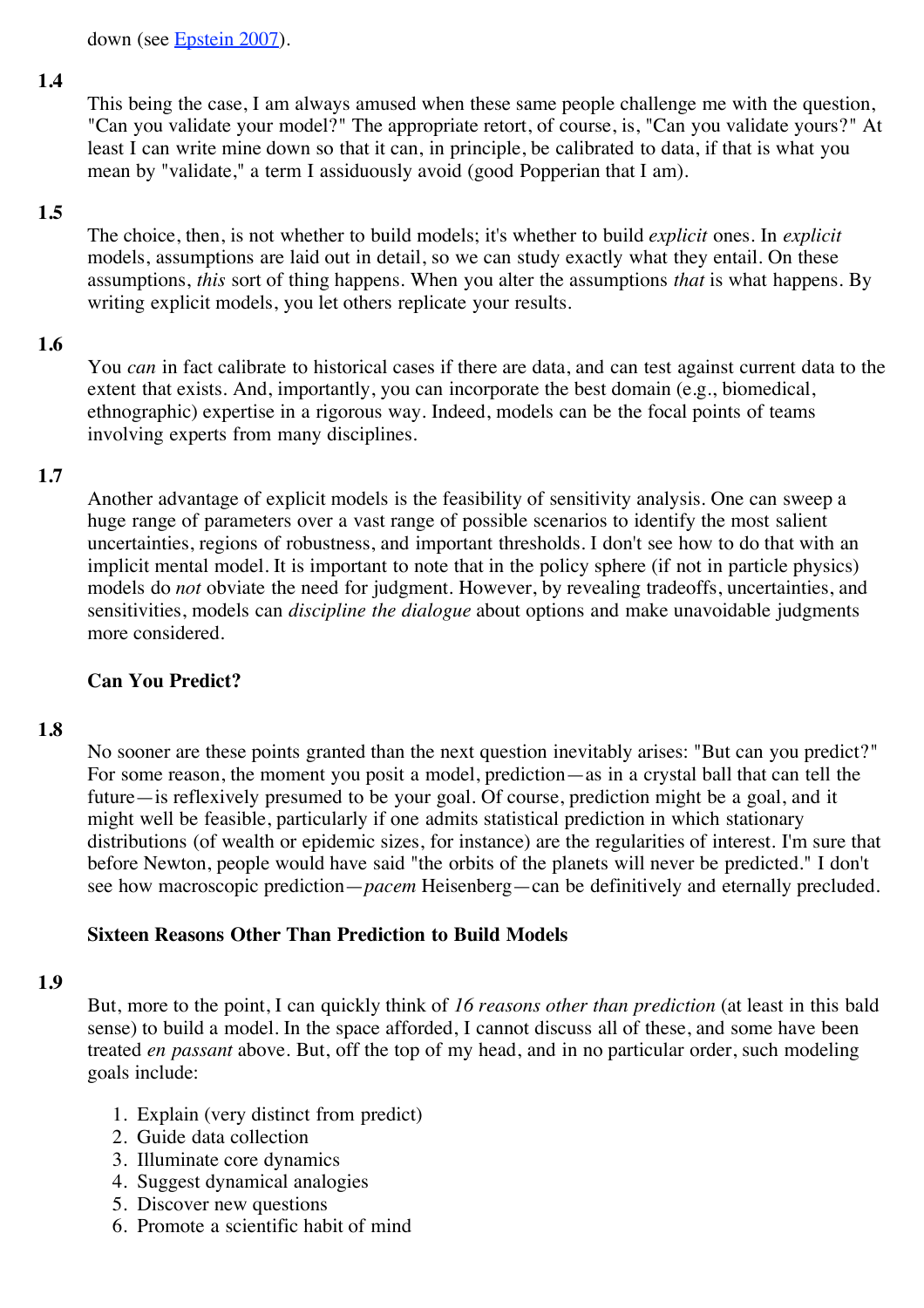down (see [Epstein 2007](#)).

**1.4**

This being the case, I am always amused when these same people challenge me with the question, "Can you validate your model?" The appropriate retort, of course, is, "Can you validate yours?" At least I can write mine down so that it can, in principle, be calibrated to data, if that is what you mean by "validate," a term I assiduously avoid (good Popperian that I am).

**1.5**

The choice, then, is not whether to build models; it's whether to build *explicit* ones. In *explicit* models, assumptions are laid out in detail, so we can study exactly what they entail. On these assumptions, *this* sort of thing happens. When you alter the assumptions *that* is what happens. By writing explicit models, you let others replicate your results.

**1.6**

You *can* in fact calibrate to historical cases if there are data, and can test against current data to the extent that exists. And, importantly, you can incorporate the best domain (e.g., biomedical, ethnographic) expertise in a rigorous way. Indeed, models can be the focal points of teams involving experts from many disciplines.

**1.7**

Another advantage of explicit models is the feasibility of sensitivity analysis. One can sweep a huge range of parameters over a vast range of possible scenarios to identify the most salient uncertainties, regions of robustness, and important thresholds. I don't see how to do that with an implicit mental model. It is important to note that in the policy sphere (if not in particle physics) models do *not* obviate the need for judgment. However, by revealing tradeoffs, uncertainties, and sensitivities, models can *discipline the dialogue* about options and make unavoidable judgments more considered.

### Can You Predict?

**1.8**

No sooner are these points granted than the next question inevitably arises: "But can you predict?" For some reason, the moment you posit a model, prediction—as in a crystal ball that can tell the future—is reflexively presumed to be your goal. Of course, prediction might be a goal, and it might well be feasible, particularly if one admits statistical prediction in which stationary distributions (of wealth or epidemic sizes, for instance) are the regularities of interest. I'm sure that before Newton, people would have said "the orbits of the planets will never be predicted." I don't see how macroscopic prediction—*pacem* Heisenberg—can be definitively and eternally precluded.

### Sixteen Reasons Other Than Prediction to Build Models

**1.9**

But, more to the point, I can quickly think of *16 reasons other than prediction* (at least in this bald sense) to build a model. In the space afforded, I cannot discuss all of these, and some have been treated *en passant* above. But, off the top of my head, and in no particular order, such modeling goals include:

1. Explain (very distinct from predict)
2. Guide data collection
3. Illuminate core dynamics
4. Suggest dynamical analogies
5. Discover new questions
6. Promote a scientific habit of mind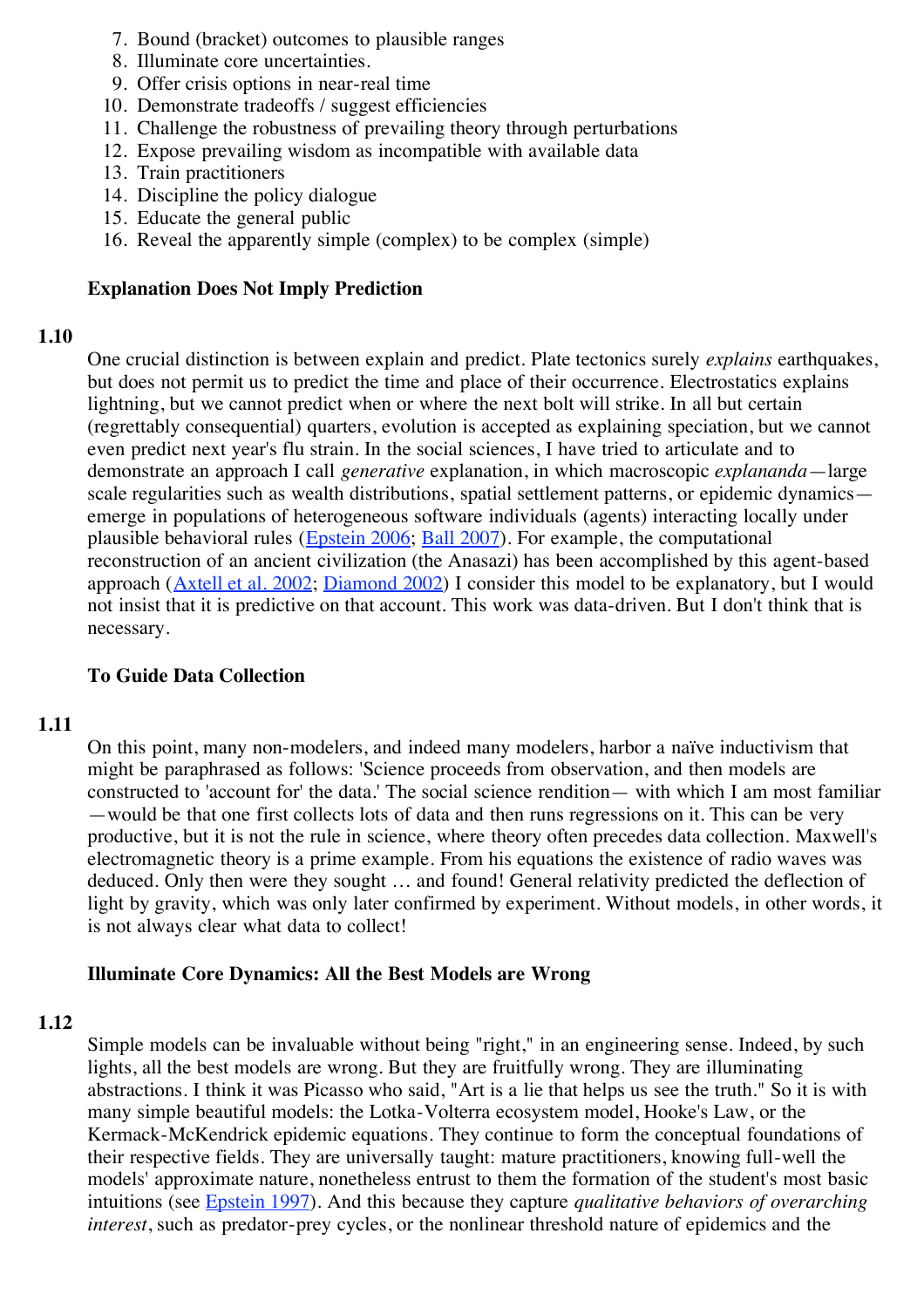7. Bound (bracket) outcomes to plausible ranges
8. Illuminate core uncertainties.
9. Offer crisis options in near-real time
10. Demonstrate tradeoffs / suggest efficiencies
11. Challenge the robustness of prevailing theory through perturbations
12. Expose prevailing wisdom as incompatible with available data
13. Train practitioners
14. Discipline the policy dialogue
15. Educate the general public
16. Reveal the apparently simple (complex) to be complex (simple)

### Explanation Does Not Imply Prediction

**1.10**

One crucial distinction is between explain and predict. Plate tectonics surely *explains* earthquakes, but does not permit us to predict the time and place of their occurrence. Electrostatics explains lightning, but we cannot predict when or where the next bolt will strike. In all but certain (regrettably consequential) quarters, evolution is accepted as explaining speciation, but we cannot even predict next year's flu strain. In the social sciences, I have tried to articulate and to demonstrate an approach I call *generative* explanation, in which macroscopic *explananda*—large scale regularities such as wealth distributions, spatial settlement patterns, or epidemic dynamics—emerge in populations of heterogeneous software individuals (agents) interacting locally under plausible behavioral rules (Epstein 2006; Ball 2007). For example, the computational reconstruction of an ancient civilization (the Anasazi) has been accomplished by this agent-based approach (Axtell et al. 2002; Diamond 2002) I consider this model to be explanatory, but I would not insist that it is predictive on that account. This work was data-driven. But I don't think that is necessary.

### To Guide Data Collection

**1.11**

On this point, many non-modelers, and indeed many modelers, harbor a naïve inductivism that might be paraphrased as follows: 'Science proceeds from observation, and then models are constructed to 'account for' the data.' The social science rendition— with which I am most familiar —would be that one first collects lots of data and then runs regressions on it. This can be very productive, but it is not the rule in science, where theory often precedes data collection. Maxwell's electromagnetic theory is a prime example. From his equations the existence of radio waves was deduced. Only then were they sought … and found! General relativity predicted the deflection of light by gravity, which was only later confirmed by experiment. Without models, in other words, it is not always clear what data to collect!

### Illuminate Core Dynamics: All the Best Models are Wrong

**1.12**

Simple models can be invaluable without being "right," in an engineering sense. Indeed, by such lights, all the best models are wrong. But they are fruitfully wrong. They are illuminating abstractions. I think it was Picasso who said, "Art is a lie that helps us see the truth." So it is with many simple beautiful models: the Lotka-Volterra ecosystem model, Hooke's Law, or the Kermack-McKendrick epidemic equations. They continue to form the conceptual foundations of their respective fields. They are universally taught: mature practitioners, knowing full-well the models' approximate nature, nonetheless entrust to them the formation of the student's most basic intuitions (see Epstein 1997). And this because they capture *qualitative behaviors of overarching interest*, such as predator-prey cycles, or the nonlinear threshold nature of epidemics and the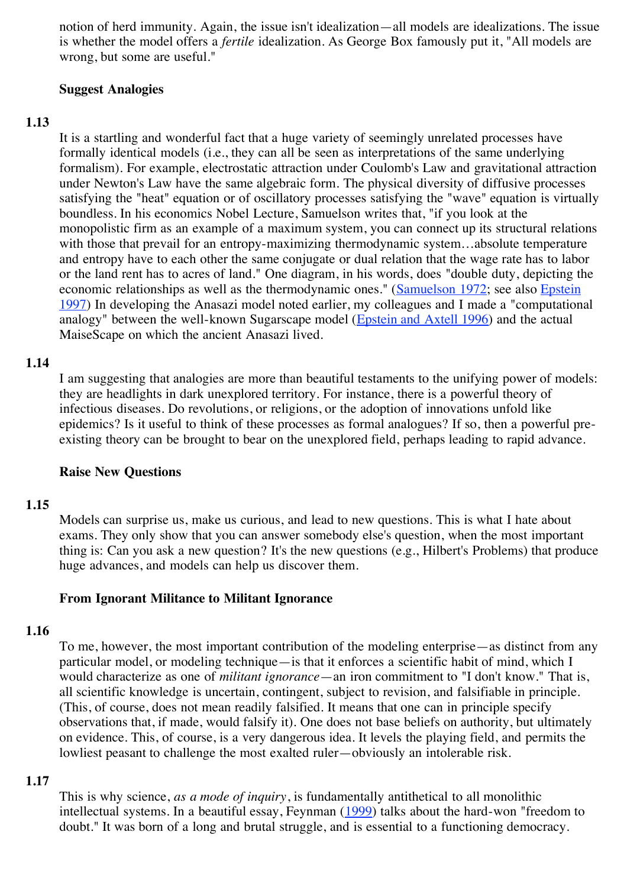notion of herd immunity. Again, the issue isn't idealization—all models are idealizations. The issue is whether the model offers a *fertile* idealization. As George Box famously put it, "All models are wrong, but some are useful."

### Suggest Analogies

**1.13**

It is a startling and wonderful fact that a huge variety of seemingly unrelated processes have formally identical models (i.e., they can all be seen as interpretations of the same underlying formalism). For example, electrostatic attraction under Coulomb's Law and gravitational attraction under Newton's Law have the same algebraic form. The physical diversity of diffusive processes satisfying the "heat" equation or of oscillatory processes satisfying the "wave" equation is virtually boundless. In his economics Nobel Lecture, Samuelson writes that, "if you look at the monopolistic firm as an example of a maximum system, you can connect up its structural relations with those that prevail for an entropy-maximizing thermodynamic system…absolute temperature and entropy have to each other the same conjugate or dual relation that the wage rate has to labor or the land rent has to acres of land." One diagram, in his words, does "double duty, depicting the economic relationships as well as the thermodynamic ones." (Samuelson 1972; see also Epstein 1997) In developing the Anasazi model noted earlier, my colleagues and I made a "computational analogy" between the well-known Sugarscape model (Epstein and Axtell 1996) and the actual MaiseScape on which the ancient Anasazi lived.

**1.14**

I am suggesting that analogies are more than beautiful testaments to the unifying power of models: they are headlights in dark unexplored territory. For instance, there is a powerful theory of infectious diseases. Do revolutions, or religions, or the adoption of innovations unfold like epidemics? Is it useful to think of these processes as formal analogues? If so, then a powerful pre-existing theory can be brought to bear on the unexplored field, perhaps leading to rapid advance.

### Raise New Questions

**1.15**

Models can surprise us, make us curious, and lead to new questions. This is what I hate about exams. They only show that you can answer somebody else's question, when the most important thing is: Can you ask a new question? It's the new questions (e.g., Hilbert's Problems) that produce huge advances, and models can help us discover them.

### From Ignorant Militance to Militant Ignorance

**1.16**

To me, however, the most important contribution of the modeling enterprise—as distinct from any particular model, or modeling technique—is that it enforces a scientific habit of mind, which I would characterize as one of *militant ignorance*—an iron commitment to "I don't know." That is, all scientific knowledge is uncertain, contingent, subject to revision, and falsifiable in principle. (This, of course, does not mean readily falsified. It means that one can in principle specify observations that, if made, would falsify it). One does not base beliefs on authority, but ultimately on evidence. This, of course, is a very dangerous idea. It levels the playing field, and permits the lowliest peasant to challenge the most exalted ruler—obviously an intolerable risk.

**1.17**

This is why science, *as a mode of inquiry*, is fundamentally antithetical to all monolithic intellectual systems. In a beautiful essay, Feynman (1999) talks about the hard-won "freedom to doubt." It was born of a long and brutal struggle, and is essential to a functioning democracy.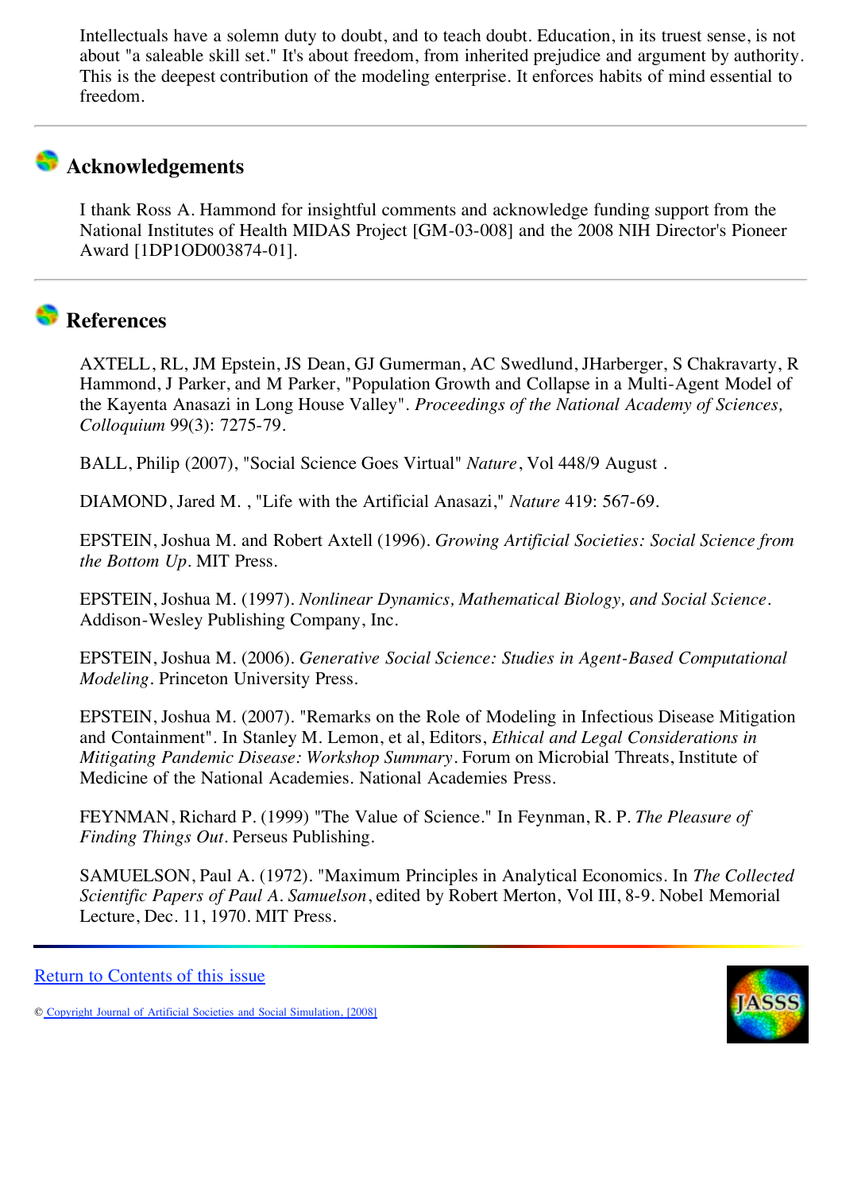Intellectuals have a solemn duty to doubt, and to teach doubt. Education, in its truest sense, is not about "a saleable skill set." It's about freedom, from inherited prejudice and argument by authority. This is the deepest contribution of the modeling enterprise. It enforces habits of mind essential to freedom.

---

## Acknowledgements

I thank Ross A. Hammond for insightful comments and acknowledge funding support from the National Institutes of Health MIDAS Project [GM-03-008] and the 2008 NIH Director's Pioneer Award [1DP1OD003874-01].

---

## References

AXTELL, RL, JM Epstein, JS Dean, GJ Gumerman, AC Swedlund, JHarberger, S Chakravarty, R Hammond, J Parker, and M Parker, "Population Growth and Collapse in a Multi-Agent Model of the Kayenta Anasazi in Long House Valley". *Proceedings of the National Academy of Sciences, Colloquium* 99(3): 7275-79.

BALL, Philip (2007), "Social Science Goes Virtual" *Nature*, Vol 448/9 August .

DIAMOND, Jared M. , "Life with the Artificial Anasazi," *Nature* 419: 567-69.

EPSTEIN, Joshua M. and Robert Axtell (1996). *Growing Artificial Societies: Social Science from the Bottom Up*. MIT Press.

EPSTEIN, Joshua M. (1997). *Nonlinear Dynamics, Mathematical Biology, and Social Science*. Addison-Wesley Publishing Company, Inc.

EPSTEIN, Joshua M. (2006). *Generative Social Science: Studies in Agent-Based Computational Modeling*. Princeton University Press.

EPSTEIN, Joshua M. (2007). "Remarks on the Role of Modeling in Infectious Disease Mitigation and Containment". In Stanley M. Lemon, et al, Editors, *Ethical and Legal Considerations in Mitigating Pandemic Disease: Workshop Summary*. Forum on Microbial Threats, Institute of Medicine of the National Academies. National Academies Press.

FEYNMAN, Richard P. (1999) "The Value of Science." In Feynman, R. P. *The Pleasure of Finding Things Out*. Perseus Publishing.

SAMUELSON, Paul A. (1972). "Maximum Principles in Analytical Economics. In *The Collected Scientific Papers of Paul A. Samuelson*, edited by Robert Merton, Vol III, 8-9. Nobel Memorial Lecture, Dec. 11, 1970. MIT Press.

---

Return to Contents of this issue

© Copyright Journal of Artificial Societies and Social Simulation, [2008]